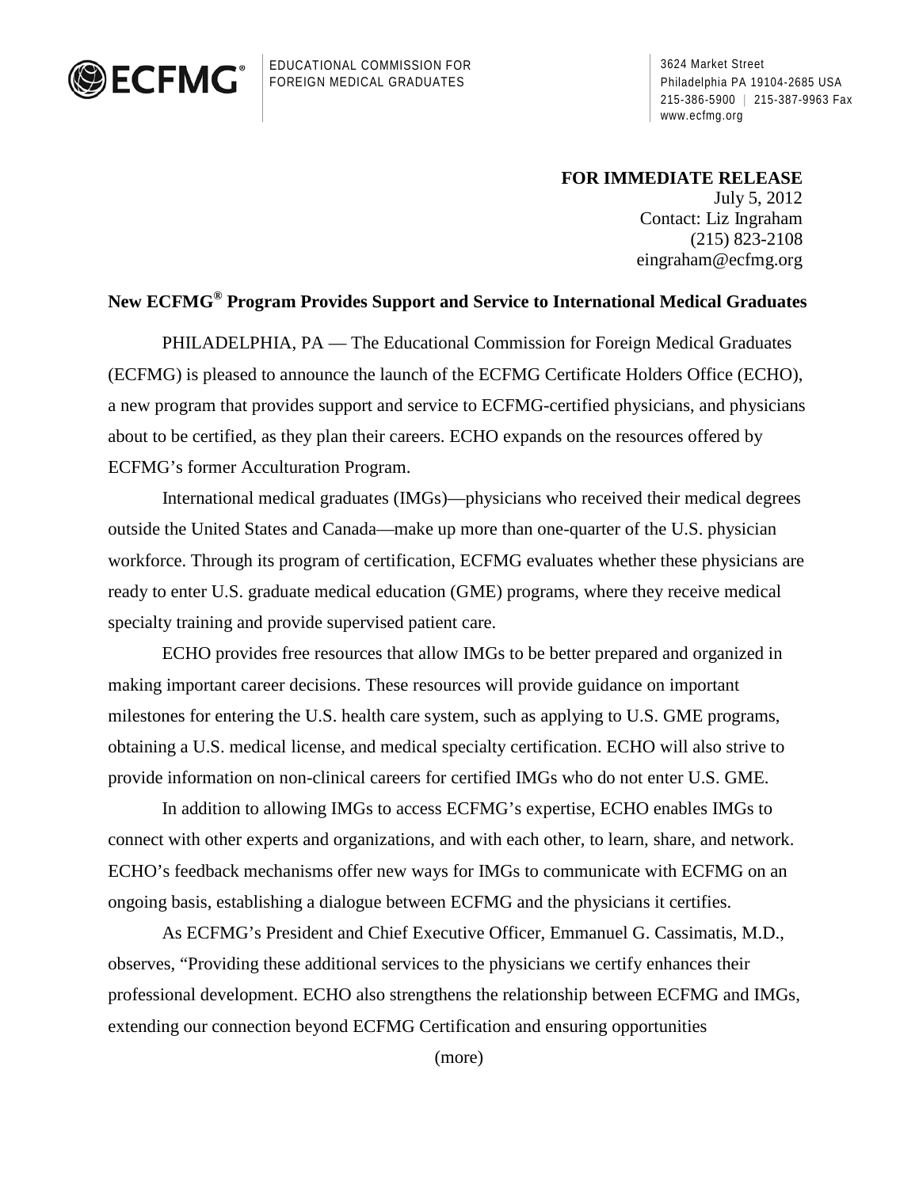ECFMG®

EDUCATIONAL COMMISSION FOR FOREIGN MEDICAL GRADUATES

3624 Market Street
Philadelphia PA 19104-2685 USA
215-386-5900 | 215-387-9963 Fax
www.ecfmg.org

**FOR IMMEDIATE RELEASE**
July 5, 2012
Contact: Liz Ingraham
(215) 823-2108
eingraham@ecfmg.org

**New ECFMG® Program Provides Support and Service to International Medical Graduates**

PHILADELPHIA, PA — The Educational Commission for Foreign Medical Graduates (ECFMG) is pleased to announce the launch of the ECFMG Certificate Holders Office (ECHO), a new program that provides support and service to ECFMG-certified physicians, and physicians about to be certified, as they plan their careers. ECHO expands on the resources offered by ECFMG's former Acculturation Program.

International medical graduates (IMGs)—physicians who received their medical degrees outside the United States and Canada—make up more than one-quarter of the U.S. physician workforce. Through its program of certification, ECFMG evaluates whether these physicians are ready to enter U.S. graduate medical education (GME) programs, where they receive medical specialty training and provide supervised patient care.

ECHO provides free resources that allow IMGs to be better prepared and organized in making important career decisions. These resources will provide guidance on important milestones for entering the U.S. health care system, such as applying to U.S. GME programs, obtaining a U.S. medical license, and medical specialty certification. ECHO will also strive to provide information on non-clinical careers for certified IMGs who do not enter U.S. GME.

In addition to allowing IMGs to access ECFMG's expertise, ECHO enables IMGs to connect with other experts and organizations, and with each other, to learn, share, and network. ECHO's feedback mechanisms offer new ways for IMGs to communicate with ECFMG on an ongoing basis, establishing a dialogue between ECFMG and the physicians it certifies.

As ECFMG's President and Chief Executive Officer, Emmanuel G. Cassimatis, M.D., observes, "Providing these additional services to the physicians we certify enhances their professional development. ECHO also strengthens the relationship between ECFMG and IMGs, extending our connection beyond ECFMG Certification and ensuring opportunities

(more)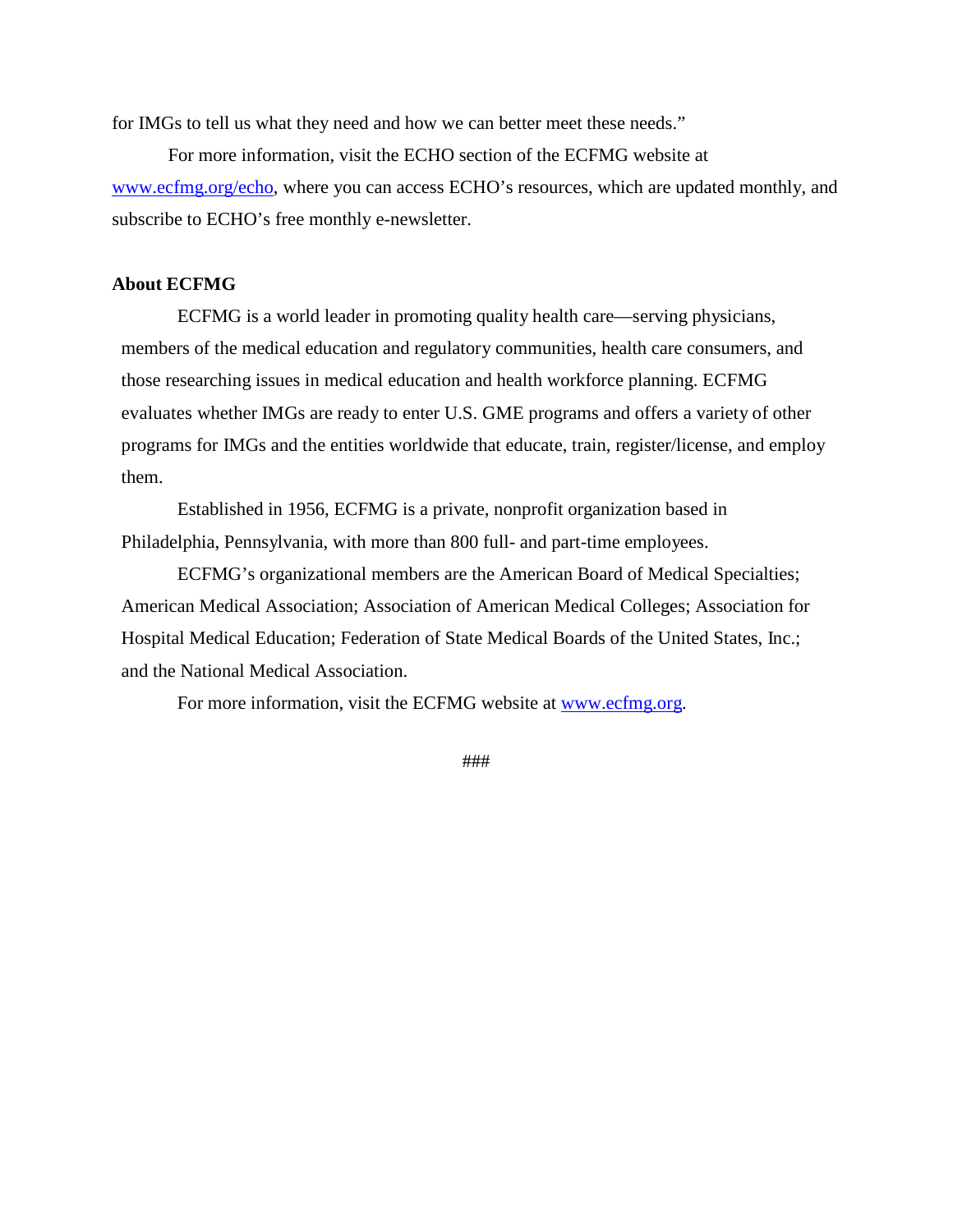for IMGs to tell us what they need and how we can better meet these needs."

For more information, visit the ECHO section of the ECFMG website at www.ecfmg.org/echo, where you can access ECHO's resources, which are updated monthly, and subscribe to ECHO's free monthly e-newsletter.

**About ECFMG**

ECFMG is a world leader in promoting quality health care—serving physicians, members of the medical education and regulatory communities, health care consumers, and those researching issues in medical education and health workforce planning. ECFMG evaluates whether IMGs are ready to enter U.S. GME programs and offers a variety of other programs for IMGs and the entities worldwide that educate, train, register/license, and employ them.

Established in 1956, ECFMG is a private, nonprofit organization based in Philadelphia, Pennsylvania, with more than 800 full- and part-time employees.

ECFMG's organizational members are the American Board of Medical Specialties; American Medical Association; Association of American Medical Colleges; Association for Hospital Medical Education; Federation of State Medical Boards of the United States, Inc.; and the National Medical Association.

For more information, visit the ECFMG website at www.ecfmg.org.

###